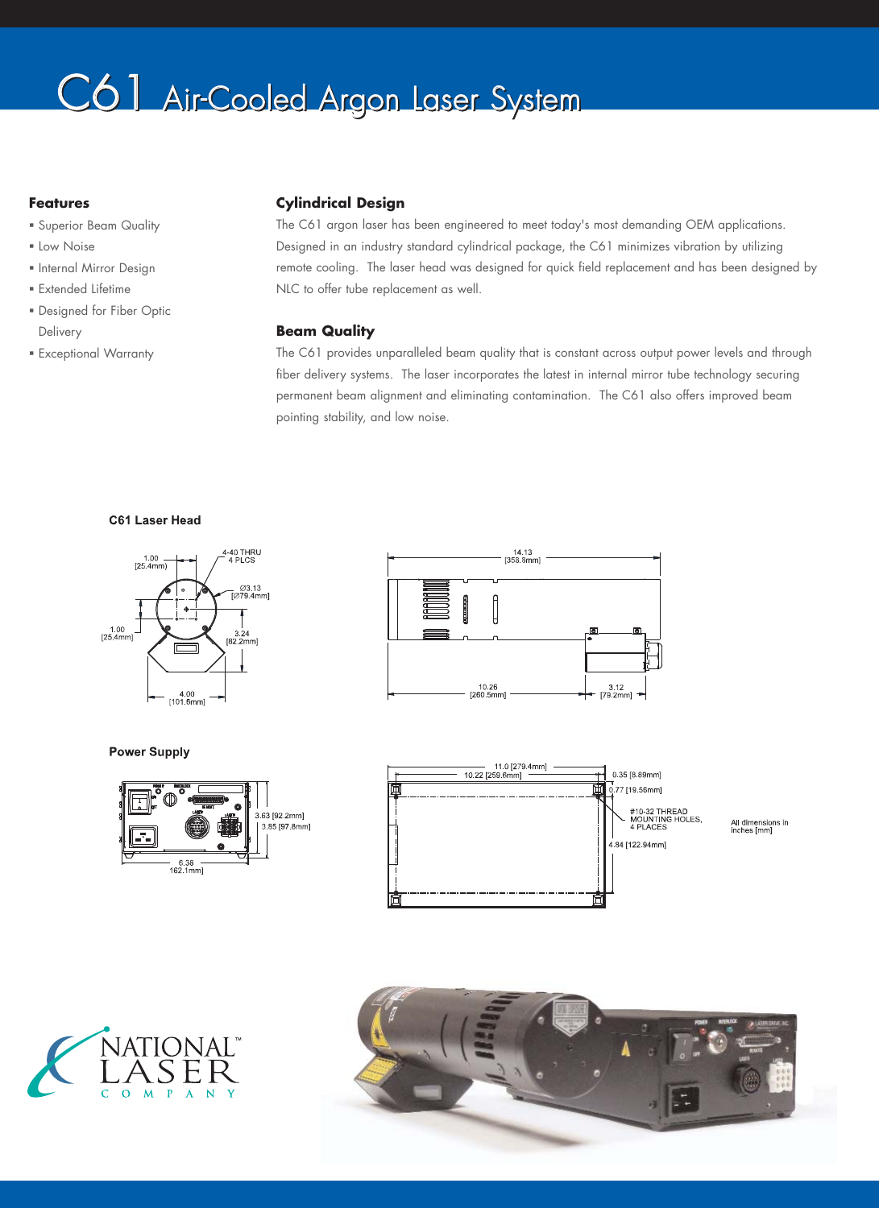# C61 Air-Cooled Argon Laser System

## Features

- Superior Beam Quality
- Low Noise
- Internal Mirror Design
- Extended Lifetime
- Designed for Fiber Optic Delivery
- Exceptional Warranty

## Cylindrical Design

The C61 argon laser has been engineered to meet today's most demanding OEM applications. Designed in an industry standard cylindrical package, the C61 minimizes vibration by utilizing remote cooling. The laser head was designed for quick field replacement and has been designed by NLC to offer tube replacement as well.

## Beam Quality

The C61 provides unparalleled beam quality that is constant across output power levels and through fiber delivery systems. The laser incorporates the latest in internal mirror tube technology securing permanent beam alignment and eliminating contamination. The C61 also offers improved beam pointing stability, and low noise.

### C61 Laser Head

1.00 [25.4mm]
4-40 THRU 4 PLCS
Ø3.13 [Ø79.4mm]
1.00 [25.4mm]
3.24 [82.2mm]
4.00 [101.6mm]

14.13 [358.8mm]
10.26 [260.5mm]
3.12 [79.2mm]

### Power Supply

3.63 [92.2mm]
3.85 [97.8mm]
6.38 162.1mm]

11.0 [279.4mm]
10.22 [259.6mm]
0.35 [8.89mm]
0.77 [19.56mm]
#10-32 THREAD MOUNTING HOLES, 4 PLACES
4.84 [122.94mm]

All dimensions in inches [mm]

NATIONAL™ LASER COMPANY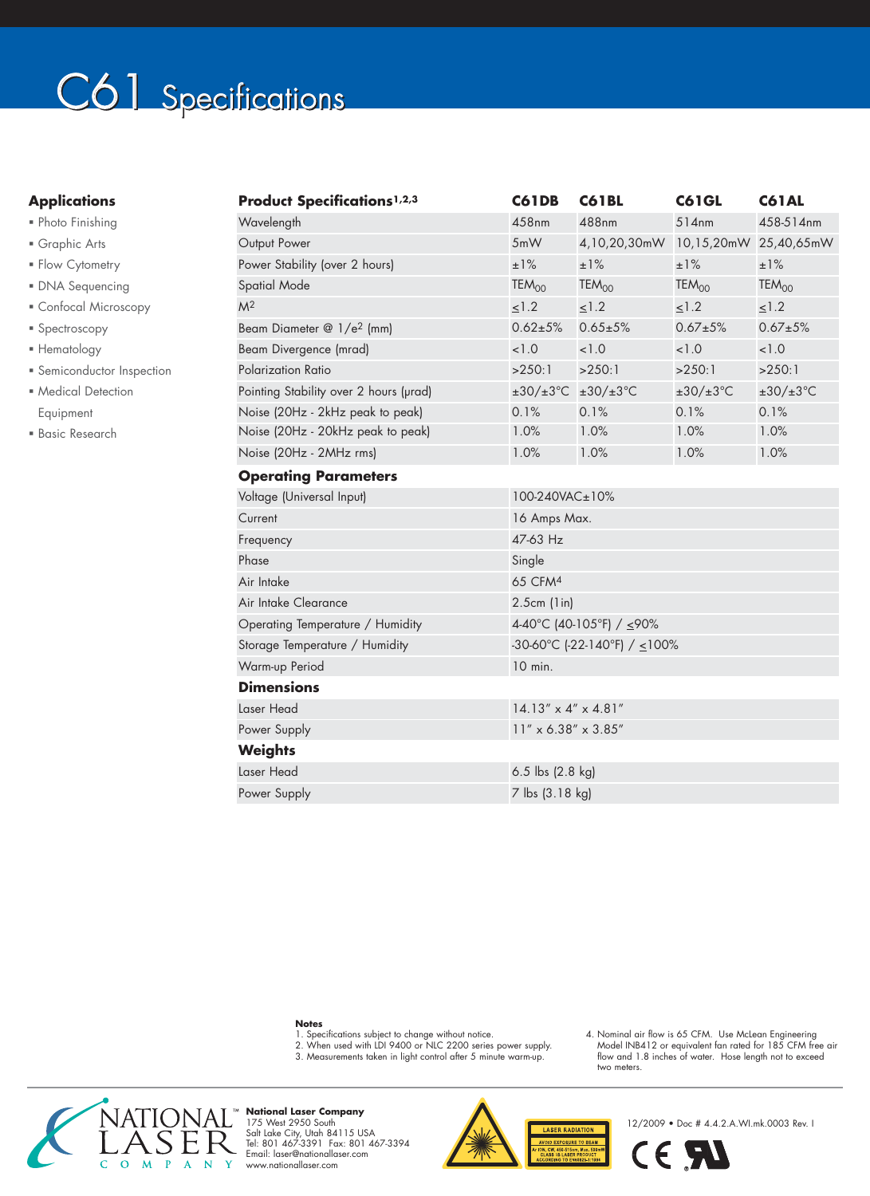# C61 Specifications

## Applications

- Photo Finishing
- Graphic Arts
- Flow Cytometry
- DNA Sequencing
- Confocal Microscopy
- Spectroscopy
- Hematology
- Semiconductor Inspection
- Medical Detection Equipment
- Basic Research

| Product Specifications[1,2,3] | C61DB | C61BL | C61GL | C61AL |
|---|---|---|---|---|
| Wavelength | 458nm | 488nm | 514nm | 458-514nm |
| Output Power | 5mW | 4,10,20,30mW | 10,15,20mW | 25,40,65mW |
| Power Stability (over 2 hours) | ±1% | ±1% | ±1% | ±1% |
| Spatial Mode | $TEM_{00}$ | $TEM_{00}$ | $TEM_{00}$ | $TEM_{00}$ |
| $M^2$ | ≤1.2 | ≤1.2 | ≤1.2 | ≤1.2 |
| Beam Diameter @ $1/e^2$ (mm) | 0.62±5% | 0.65±5% | 0.67±5% | 0.67±5% |
| Beam Divergence (mrad) | <1.0 | <1.0 | <1.0 | <1.0 |
| Polarization Ratio | >250:1 | >250:1 | >250:1 | >250:1 |
| Pointing Stability over 2 hours (μrad) | ±30/±3°C | ±30/±3°C | ±30/±3°C | ±30/±3°C |
| Noise (20Hz - 2kHz peak to peak) | 0.1% | 0.1% | 0.1% | 0.1% |
| Noise (20Hz - 20kHz peak to peak) | 1.0% | 1.0% | 1.0% | 1.0% |
| Noise (20Hz - 2MHz rms) | 1.0% | 1.0% | 1.0% | 1.0% |
| **Operating Parameters** | | | | |
| Voltage (Universal Input) | 100-240VAC±10% | | | |
| Current | 16 Amps Max. | | | |
| Frequency | 47-63 Hz | | | |
| Phase | Single | | | |
| Air Intake | 65 CFM[4] | | | |
| Air Intake Clearance | 2.5cm (1in) | | | |
| Operating Temperature / Humidity | 4-40°C (40-105°F) / ≤90% | | | |
| Storage Temperature / Humidity | -30-60°C (-22-140°F) / ≤100% | | | |
| Warm-up Period | 10 min. | | | |
| **Dimensions** | | | | |
| Laser Head | 14.13" x 4" x 4.81" | | | |
| Power Supply | 11" x 6.38" x 3.85" | | | |
| **Weights** | | | | |
| Laser Head | 6.5 lbs (2.8 kg) | | | |
| Power Supply | 7 lbs (3.18 kg) | | | |

**Notes**

1. Specifications subject to change without notice.
2. When used with LDI 9400 or NLC 2200 series power supply.
3. Measurements taken in light control after 5 minute warm-up.
4. Nominal air flow is 65 CFM. Use McLean Engineering Model INB412 or equivalent fan rated for 185 CFM free air flow and 1.8 inches of water. Hose length not to exceed two meters.

**National Laser Company**
175 West 2950 South
Salt Lake City, Utah 84115 USA
Tel: 801 467-3391 Fax: 801 467-3394
Email: laser@nationallaser.com
www.nationallaser.com

12/2009 • Doc # 4.4.2.A.WI.mk.0003 Rev. I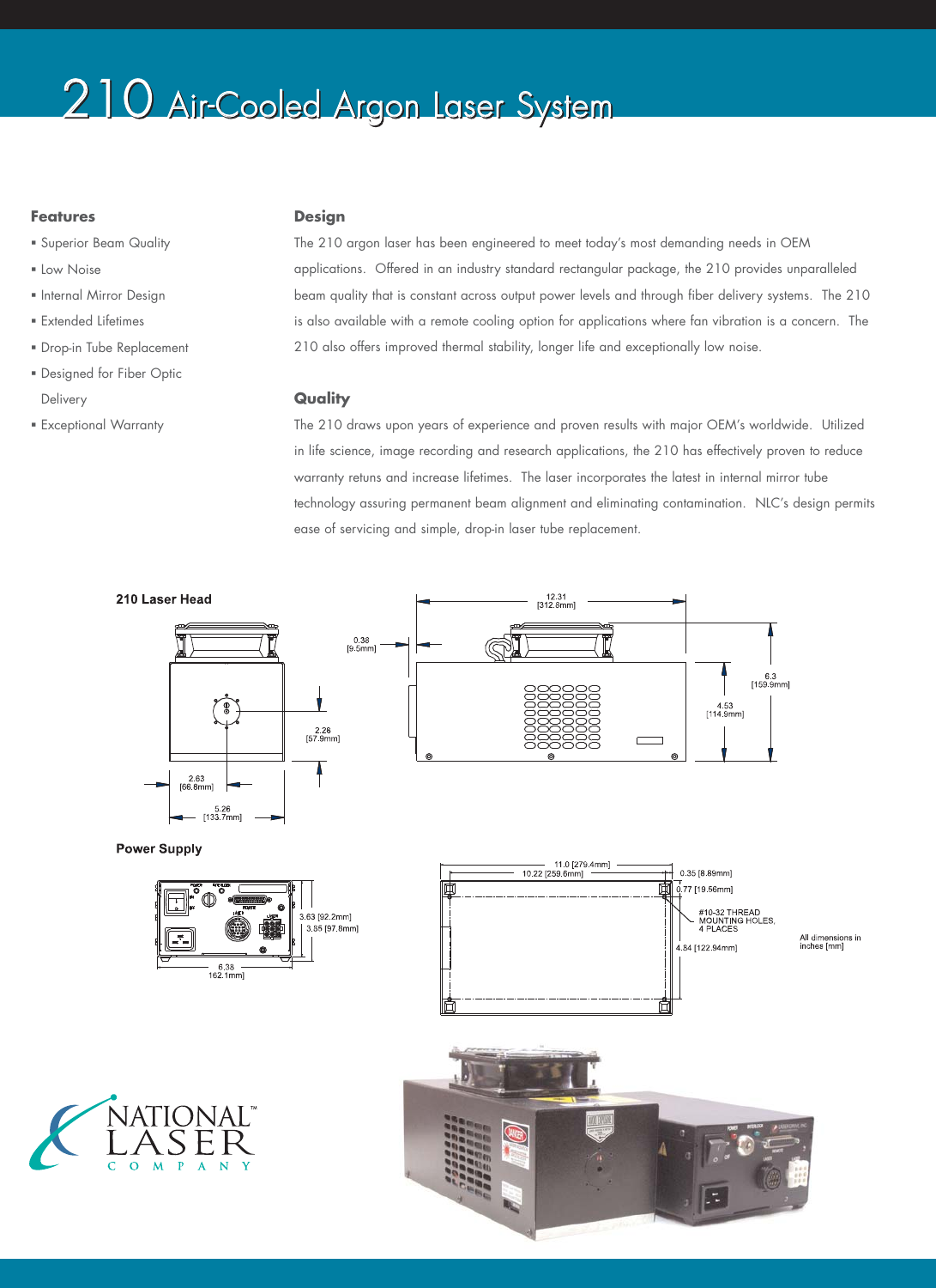# 210 Air-Cooled Argon Laser System

### Features

- Superior Beam Quality
- Low Noise
- Internal Mirror Design
- Extended Lifetimes
- Drop-in Tube Replacement
- Designed for Fiber Optic Delivery
- Exceptional Warranty

### Design

The 210 argon laser has been engineered to meet today's most demanding needs in OEM applications. Offered in an industry standard rectangular package, the 210 provides unparalleled beam quality that is constant across output power levels and through fiber delivery systems. The 210 is also available with a remote cooling option for applications where fan vibration is a concern. The 210 also offers improved thermal stability, longer life and exceptionally low noise.

### Quality

The 210 draws upon years of experience and proven results with major OEM's worldwide. Utilized in life science, image recording and research applications, the 210 has effectively proven to reduce warranty retuns and increase lifetimes. The laser incorporates the latest in internal mirror tube technology assuring permanent beam alignment and eliminating contamination. NLC's design permits ease of servicing and simple, drop-in laser tube replacement.

**210 Laser Head**

2.63 [66.8mm]
5.26 [133.7mm]
2.28 [57.9mm]
0.38 [9.5mm]
12.31 [312.8mm]
4.53 [114.9mm]
6.3 [159.9mm]

**Power Supply**

6.38 162.1mm]
3.63 [92.2mm]
3.85 [97.8mm]
11.0 [279.4mm]
10.22 [259.6mm]
0.35 [8.89mm]
0.77 [19.56mm]
#10-32 THREAD MOUNTING HOLES, 4 PLACES
4.84 [122.94mm]

All dimensions in inches [mm]

NATIONAL LASER COMPANY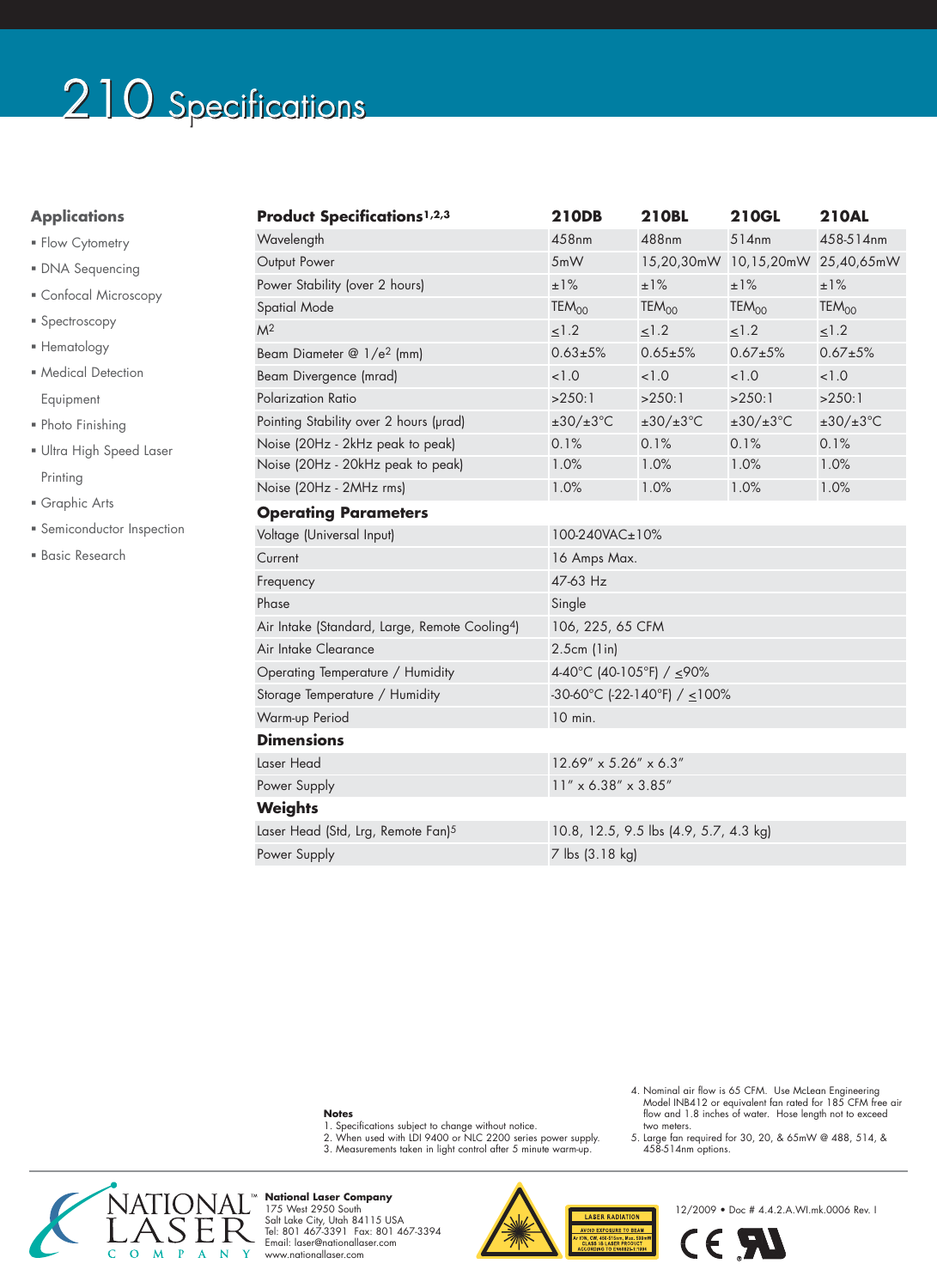# 210 Specifications

## Applications

- Flow Cytometry
- DNA Sequencing
- Confocal Microscopy
- Spectroscopy
- Hematology
- Medical Detection Equipment
- Photo Finishing
- Ultra High Speed Laser Printing
- Graphic Arts
- Semiconductor Inspection
- Basic Research

| **Product Specifications[1,2,3]** | **210DB** | **210BL** | **210GL** | **210AL** |
|---|---|---|---|---|
| Wavelength | 458nm | 488nm | 514nm | 458-514nm |
| Output Power | 5mW | 15,20,30mW | 10,15,20mW | 25,40,65mW |
| Power Stability (over 2 hours) | ±1% | ±1% | ±1% | ±1% |
| Spatial Mode | $TEM_{00}$ | $TEM_{00}$ | $TEM_{00}$ | $TEM_{00}$ |
| $M^2$ | ≤1.2 | ≤1.2 | ≤1.2 | ≤1.2 |
| Beam Diameter @ $1/e^2$ (mm) | 0.63±5% | 0.65±5% | 0.67±5% | 0.67±5% |
| Beam Divergence (mrad) | <1.0 | <1.0 | <1.0 | <1.0 |
| Polarization Ratio | >250:1 | >250:1 | >250:1 | >250:1 |
| Pointing Stability over 2 hours (μrad) | ±30/±3°C | ±30/±3°C | ±30/±3°C | ±30/±3°C |
| Noise (20Hz - 2kHz peak to peak) | 0.1% | 0.1% | 0.1% | 0.1% |
| Noise (20Hz - 20kHz peak to peak) | 1.0% | 1.0% | 1.0% | 1.0% |
| Noise (20Hz - 2MHz rms) | 1.0% | 1.0% | 1.0% | 1.0% |

| **Operating Parameters** | |
|---|---|
| Voltage (Universal Input) | 100-240VAC±10% |
| Current | 16 Amps Max. |
| Frequency | 47-63 Hz |
| Phase | Single |
| Air Intake (Standard, Large, Remote Cooling[4]) | 106, 225, 65 CFM |
| Air Intake Clearance | 2.5cm (1in) |
| Operating Temperature / Humidity | 4-40°C (40-105°F) / ≤90% |
| Storage Temperature / Humidity | -30-60°C (-22-140°F) / ≤100% |
| Warm-up Period | 10 min. |
| **Dimensions** | |
| Laser Head | 12.69" x 5.26" x 6.3" |
| Power Supply | 11" x 6.38" x 3.85" |
| **Weights** | |
| Laser Head (Std, Lrg, Remote Fan)[5] | 10.8, 12.5, 9.5 lbs (4.9, 5.7, 4.3 kg) |
| Power Supply | 7 lbs (3.18 kg) |

**Notes**

1. Specifications subject to change without notice.
2. When used with LDI 9400 or NLC 2200 series power supply.
3. Measurements taken in light control after 5 minute warm-up.
4. Nominal air flow is 65 CFM. Use McLean Engineering Model INB412 or equivalent fan rated for 185 CFM free air flow and 1.8 inches of water. Hose length not to exceed two meters.
5. Large fan required for 30, 20, & 65mW @ 488, 514, & 458-514nm options.

**National Laser Company**
175 West 2950 South
Salt Lake City, Utah 84115 USA
Tel: 801 467-3391 Fax: 801 467-3394
Email: laser@nationallaser.com
www.nationallaser.com

12/2009 • Doc # 4.4.2.A.WI.mk.0006 Rev. I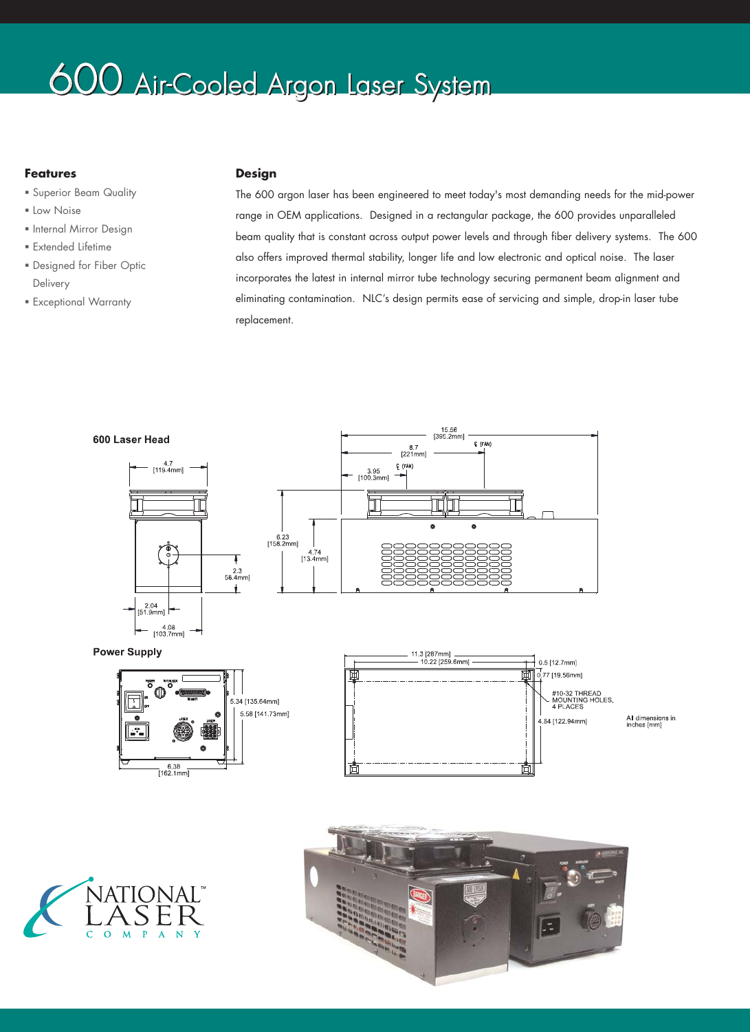# 600 Air-Cooled Argon Laser System

### Features

- Superior Beam Quality
- Low Noise
- Internal Mirror Design
- Extended Lifetime
- Designed for Fiber Optic Delivery
- Exceptional Warranty

### Design

The 600 argon laser has been engineered to meet today's most demanding needs for the mid-power range in OEM applications. Designed in a rectangular package, the 600 provides unparalleled beam quality that is constant across output power levels and through fiber delivery systems. The 600 also offers improved thermal stability, longer life and low electronic and optical noise. The laser incorporates the latest in internal mirror tube technology securing permanent beam alignment and eliminating contamination. NLC's design permits ease of servicing and simple, drop-in laser tube replacement.

**600 Laser Head**

4.7 [119.4mm] · 2.3 [58.4mm] · 2.04 [51.9mm] · 4.08 [103.7mm] · 15.56 [395.2mm] · 8.7 [221mm] · 3.95 [100.3mm] · ℄ (FAN) · 6.23 [158.2mm] · 4.74 [13.4mm]

**Power Supply**

5.34 [135.64mm] · 5.58 [141.73mm] · 6.38 [162.1mm] · 11.3 [287mm] · 10.22 [259.6mm] · 0.5 [12.7mm] · 0.77 [19.56mm] · #10-32 THREAD MOUNTING HOLES, 4 PLACES · 4.84 [122.94mm]

All dimensions in inches [mm]

NATIONAL™ LASER COMPANY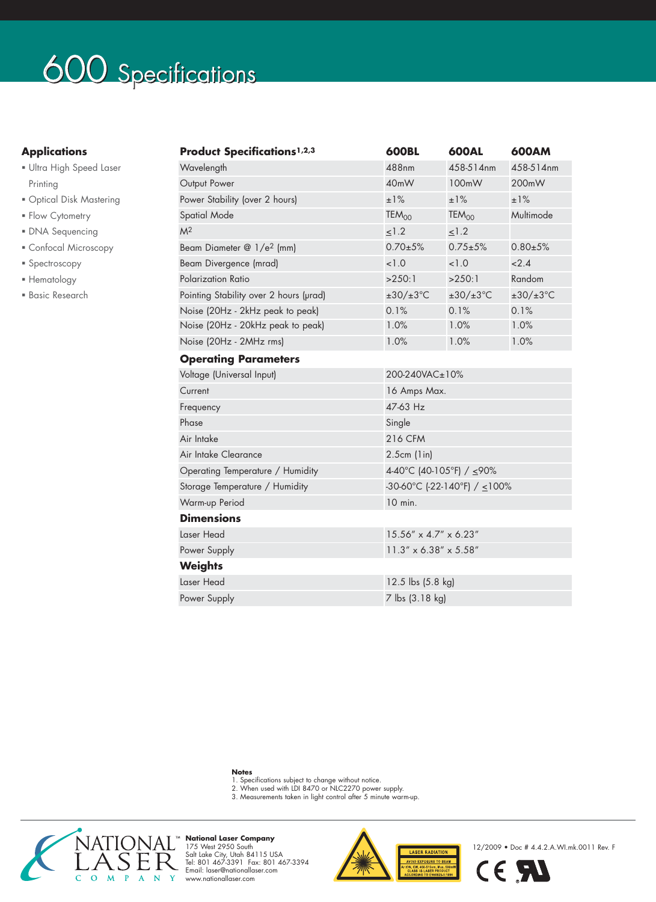# 600 Specifications

## Applications

- Ultra High Speed Laser Printing
- Optical Disk Mastering
- Flow Cytometry
- DNA Sequencing
- Confocal Microscopy
- Spectroscopy
- Hematology
- Basic Research

| Product Specifications[1,2,3] | 600BL | 600AL | 600AM |
|---|---|---|---|
| Wavelength | 488nm | 458-514nm | 458-514nm |
| Output Power | 40mW | 100mW | 200mW |
| Power Stability (over 2 hours) | ±1% | ±1% | ±1% |
| Spatial Mode | $TEM_{00}$ | $TEM_{00}$ | Multimode |
| $M^2$ | ≤1.2 | ≤1.2 | |
| Beam Diameter @ $1/e^2$ (mm) | 0.70±5% | 0.75±5% | 0.80±5% |
| Beam Divergence (mrad) | <1.0 | <1.0 | <2.4 |
| Polarization Ratio | >250:1 | >250:1 | Random |
| Pointing Stability over 2 hours (μrad) | ±30/±3°C | ±30/±3°C | ±30/±3°C |
| Noise (20Hz - 2kHz peak to peak) | 0.1% | 0.1% | 0.1% |
| Noise (20Hz - 20kHz peak to peak) | 1.0% | 1.0% | 1.0% |
| Noise (20Hz - 2MHz rms) | 1.0% | 1.0% | 1.0% |
| **Operating Parameters** | | | |
| Voltage (Universal Input) | 200-240VAC±10% | | |
| Current | 16 Amps Max. | | |
| Frequency | 47-63 Hz | | |
| Phase | Single | | |
| Air Intake | 216 CFM | | |
| Air Intake Clearance | 2.5cm (1in) | | |
| Operating Temperature / Humidity | 4-40°C (40-105°F) / ≤90% | | |
| Storage Temperature / Humidity | -30-60°C (-22-140°F) / ≤100% | | |
| Warm-up Period | 10 min. | | |
| **Dimensions** | | | |
| Laser Head | 15.56″ x 4.7″ x 6.23″ | | |
| Power Supply | 11.3″ x 6.38″ x 5.58″ | | |
| **Weights** | | | |
| Laser Head | 12.5 lbs (5.8 kg) | | |
| Power Supply | 7 lbs (3.18 kg) | | |

**Notes**
1. Specifications subject to change without notice.
2. When used with LDI 8470 or NLC2270 power supply.
3. Measurements taken in light control after 5 minute warm-up.

NATIONAL™ LASER COMPANY

**National Laser Company**
175 West 2950 South
Salt Lake City, Utah 84115 USA
Tel: 801 467-3391 Fax: 801 467-3394
Email: laser@nationallaser.com
www.nationallaser.com

LASER RADIATION
AVOID EXPOSURE TO BEAM
Ar ION, CW, 458-515nm, Max. 500mW
CLASS 3B LASER PRODUCT
ACCORDING TO EN60825-1/1994

12/2009 • Doc # 4.4.2.A.WI.mk.0011 Rev. F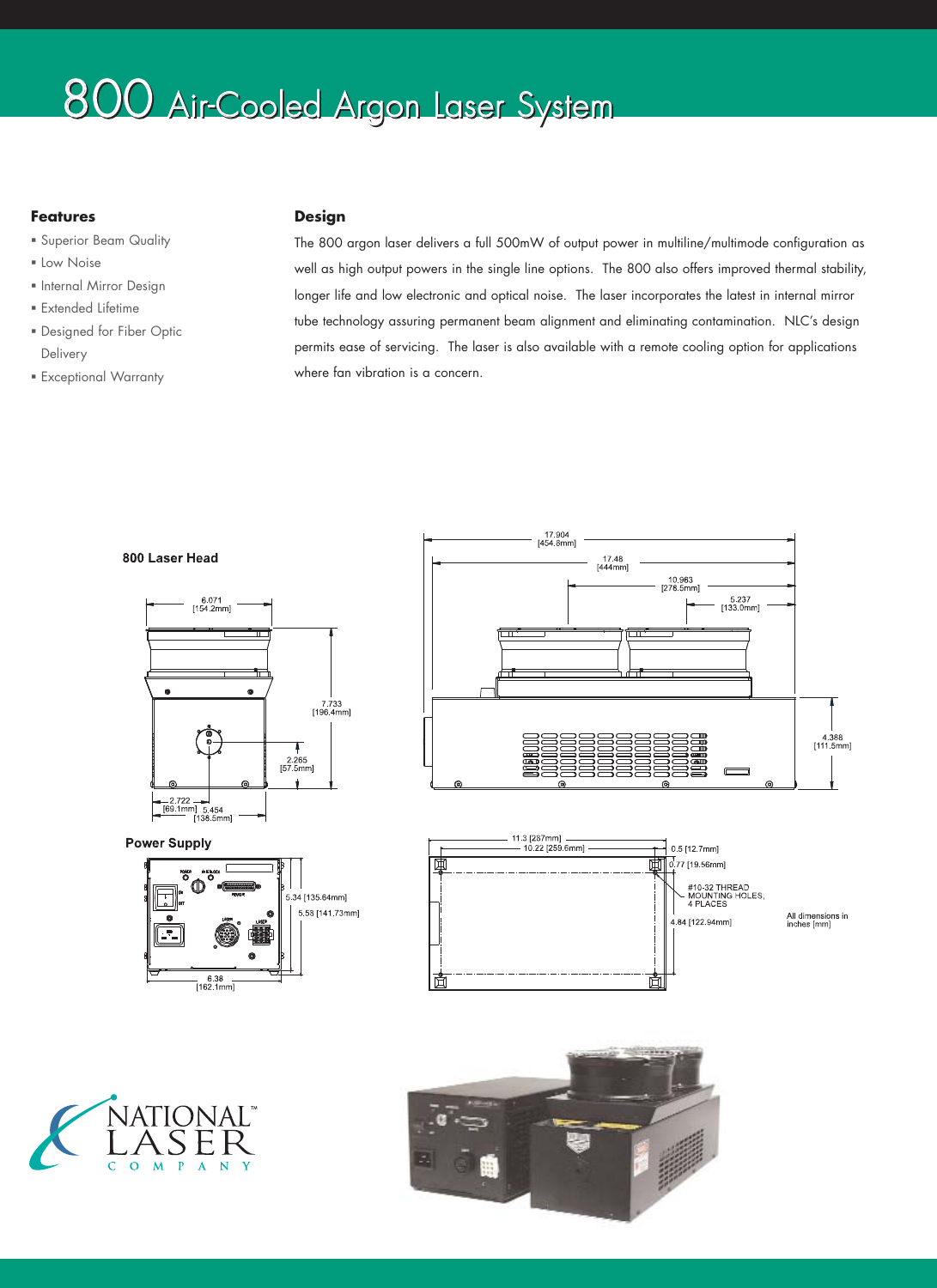# 800 Air-Cooled Argon Laser System

## Features

- Superior Beam Quality
- Low Noise
- Internal Mirror Design
- Extended Lifetime
- Designed for Fiber Optic Delivery
- Exceptional Warranty

## Design

The 800 argon laser delivers a full 500mW of output power in multiline/multimode configuration as well as high output powers in the single line options. The 800 also offers improved thermal stability, longer life and low electronic and optical noise. The laser incorporates the latest in internal mirror tube technology assuring permanent beam alignment and eliminating contamination. NLC's design permits ease of servicing. The laser is also available with a remote cooling option for applications where fan vibration is a concern.

**800 Laser Head**

6.071 [154.2mm]

7.733 [196.4mm]

2.265 [57.5mm]

2.722 [69.1mm]

5.454 [138.5mm]

17.904 [454.8mm]

17.48 [444mm]

10.963 [278.5mm]

5.237 [133.0mm]

4.388 [111.5mm]

**Power Supply**

5.34 [135.64mm]

5.58 [141.73mm]

6.38 [162.1mm]

11.3 [287mm]

10.22 [259.6mm]

0.5 [12.7mm]

0.77 [19.56mm]

#10-32 THREAD MOUNTING HOLES, 4 PLACES

4.84 [122.94mm]

All dimensions in inches [mm]

NATIONAL™ LASER COMPANY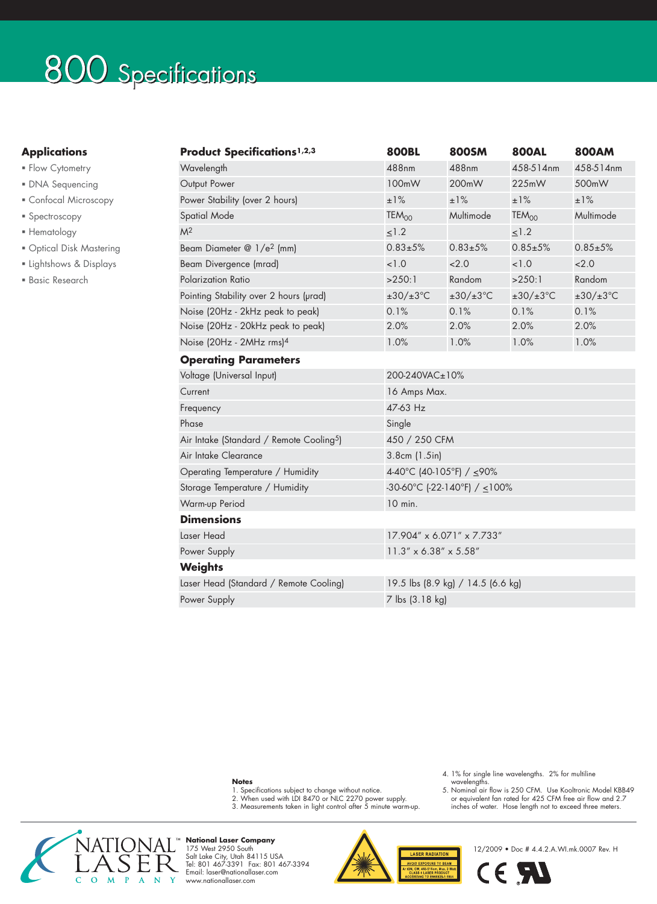# 800 Specifications

## Applications

- Flow Cytometry
- DNA Sequencing
- Confocal Microscopy
- Spectroscopy
- Hematology
- Optical Disk Mastering
- Lightshows & Displays
- Basic Research

| Product Specifications[1,2,3] | 800BL | 800SM | 800AL | 800AM |
|---|---|---|---|---|
| Wavelength | 488nm | 488nm | 458-514nm | 458-514nm |
| Output Power | 100mW | 200mW | 225mW | 500mW |
| Power Stability (over 2 hours) | ±1% | ±1% | ±1% | ±1% |
| Spatial Mode | $TEM_{00}$ | Multimode | $TEM_{00}$ | Multimode |
| $M^2$ | $\leq 1.2$ | | $\leq 1.2$ | |
| Beam Diameter @ $1/e^2$ (mm) | 0.83±5% | 0.83±5% | 0.85±5% | 0.85±5% |
| Beam Divergence (mrad) | <1.0 | <2.0 | <1.0 | <2.0 |
| Polarization Ratio | >250:1 | Random | >250:1 | Random |
| Pointing Stability over 2 hours (μrad) | ±30/±3°C | ±30/±3°C | ±30/±3°C | ±30/±3°C |
| Noise (20Hz - 2kHz peak to peak) | 0.1% | 0.1% | 0.1% | 0.1% |
| Noise (20Hz - 20kHz peak to peak) | 2.0% | 2.0% | 2.0% | 2.0% |
| Noise (20Hz - 2MHz rms)[4] | 1.0% | 1.0% | 1.0% | 1.0% |

## Operating Parameters

| | |
|---|---|
| Voltage (Universal Input) | 200-240VAC±10% |
| Current | 16 Amps Max. |
| Frequency | 47-63 Hz |
| Phase | Single |
| Air Intake (Standard / Remote Cooling[5]) | 450 / 250 CFM |
| Air Intake Clearance | 3.8cm (1.5in) |
| Operating Temperature / Humidity | 4-40°C (40-105°F) / ≤90% |
| Storage Temperature / Humidity | -30-60°C (-22-140°F) / ≤100% |
| Warm-up Period | 10 min. |

## Dimensions

| | |
|---|---|
| Laser Head | 17.904" x 6.071" x 7.733" |
| Power Supply | 11.3" x 6.38" x 5.58" |

## Weights

| | |
|---|---|
| Laser Head (Standard / Remote Cooling) | 19.5 lbs (8.9 kg) / 14.5 (6.6 kg) |
| Power Supply | 7 lbs (3.18 kg) |

**Notes**

1. Specifications subject to change without notice.
2. When used with LDI 8470 or NLC 2270 power supply.
3. Measurements taken in light control after 5 minute warm-up.
4. 1% for single line wavelengths. 2% for multiline wavelengths.
5. Nominal air flow is 250 CFM. Use Kooltronic Model KBB49 or equivalent fan rated for 425 CFM free air flow and 2.7 inches of water. Hose length not to exceed three meters.

**National Laser Company**
175 West 2950 South
Salt Lake City, Utah 84115 USA
Tel: 801 467-3391 Fax: 801 467-3394
Email: laser@nationallaser.com
www.nationallaser.com

LASER RADIATION
AVOID EXPOSURE TO BEAM
Ar ION, CW, 450-514nm, Max. 2 Watt
CLASS 4 LASER PRODUCT
ACCORDING TO EN60825-1:1994

12/2009 • Doc # 4.4.2.A.WI.mk.0007 Rev. H